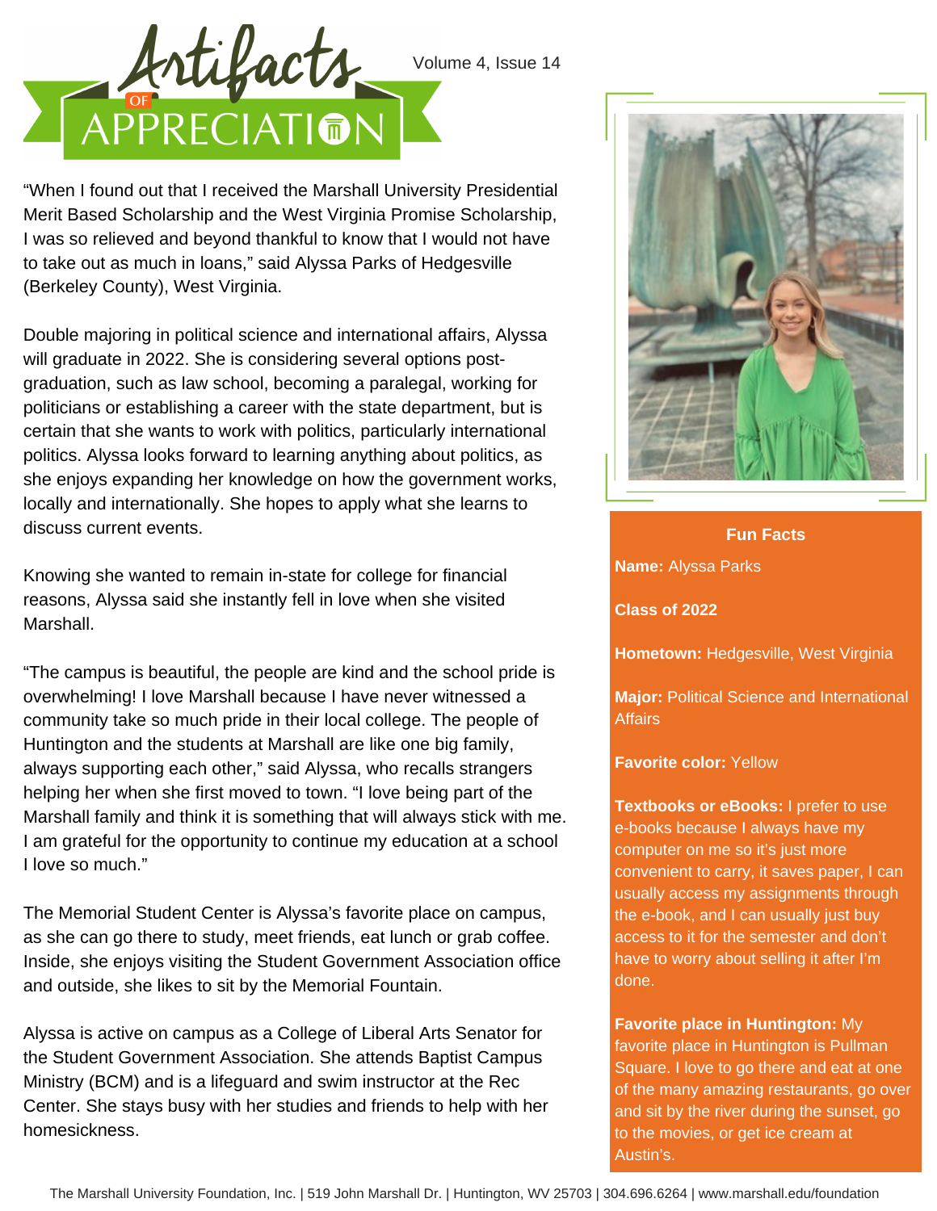# Artifacts of Appreciation

Volume 4, Issue 14

"When I found out that I received the Marshall University Presidential Merit Based Scholarship and the West Virginia Promise Scholarship, I was so relieved and beyond thankful to know that I would not have to take out as much in loans," said Alyssa Parks of Hedgesville (Berkeley County), West Virginia.

Double majoring in political science and international affairs, Alyssa will graduate in 2022. She is considering several options post-graduation, such as law school, becoming a paralegal, working for politicians or establishing a career with the state department, but is certain that she wants to work with politics, particularly international politics. Alyssa looks forward to learning anything about politics, as she enjoys expanding her knowledge on how the government works, locally and internationally. She hopes to apply what she learns to discuss current events.

Knowing she wanted to remain in-state for college for financial reasons, Alyssa said she instantly fell in love when she visited Marshall.

"The campus is beautiful, the people are kind and the school pride is overwhelming! I love Marshall because I have never witnessed a community take so much pride in their local college. The people of Huntington and the students at Marshall are like one big family, always supporting each other," said Alyssa, who recalls strangers helping her when she first moved to town. "I love being part of the Marshall family and think it is something that will always stick with me. I am grateful for the opportunity to continue my education at a school I love so much."

The Memorial Student Center is Alyssa's favorite place on campus, as she can go there to study, meet friends, eat lunch or grab coffee. Inside, she enjoys visiting the Student Government Association office and outside, she likes to sit by the Memorial Fountain.

Alyssa is active on campus as a College of Liberal Arts Senator for the Student Government Association. She attends Baptist Campus Ministry (BCM) and is a lifeguard and swim instructor at the Rec Center. She stays busy with her studies and friends to help with her homesickness.

**Fun Facts**

**Name:** Alyssa Parks

**Class of 2022**

**Hometown:** Hedgesville, West Virginia

**Major:** Political Science and International Affairs

**Favorite color:** Yellow

**Textbooks or eBooks:** I prefer to use e-books because I always have my computer on me so it's just more convenient to carry, it saves paper, I can usually access my assignments through the e-book, and I can usually just buy access to it for the semester and don't have to worry about selling it after I'm done.

**Favorite place in Huntington:** My favorite place in Huntington is Pullman Square. I love to go there and eat at one of the many amazing restaurants, go over and sit by the river during the sunset, go to the movies, or get ice cream at Austin's.

The Marshall University Foundation, Inc. | 519 John Marshall Dr. | Huntington, WV 25703 | 304.696.6264 | www.marshall.edu/foundation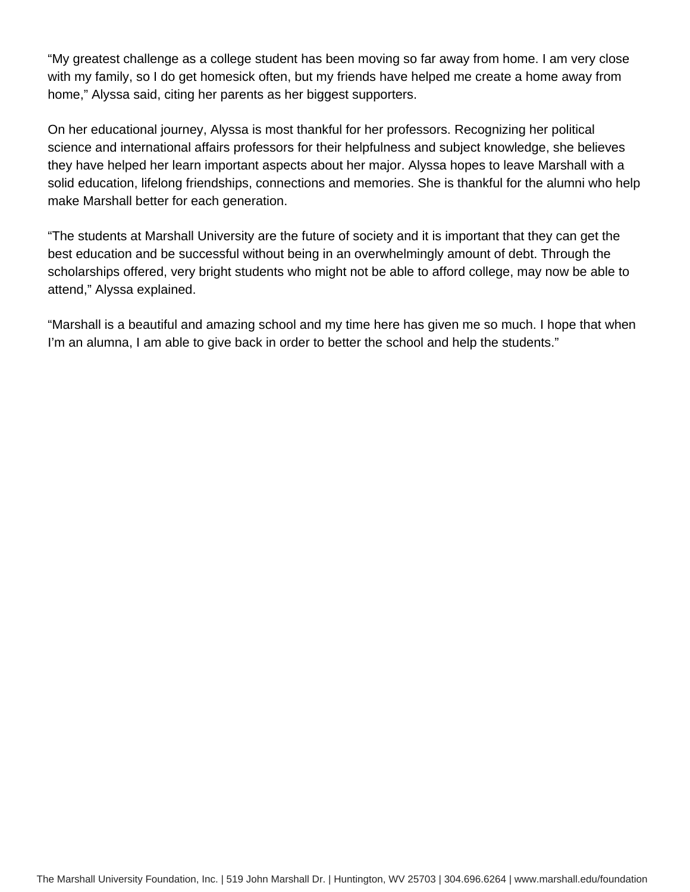"My greatest challenge as a college student has been moving so far away from home. I am very close with my family, so I do get homesick often, but my friends have helped me create a home away from home," Alyssa said, citing her parents as her biggest supporters.

On her educational journey, Alyssa is most thankful for her professors. Recognizing her political science and international affairs professors for their helpfulness and subject knowledge, she believes they have helped her learn important aspects about her major. Alyssa hopes to leave Marshall with a solid education, lifelong friendships, connections and memories. She is thankful for the alumni who help make Marshall better for each generation.

"The students at Marshall University are the future of society and it is important that they can get the best education and be successful without being in an overwhelmingly amount of debt. Through the scholarships offered, very bright students who might not be able to afford college, may now be able to attend," Alyssa explained.

"Marshall is a beautiful and amazing school and my time here has given me so much. I hope that when I'm an alumna, I am able to give back in order to better the school and help the students."